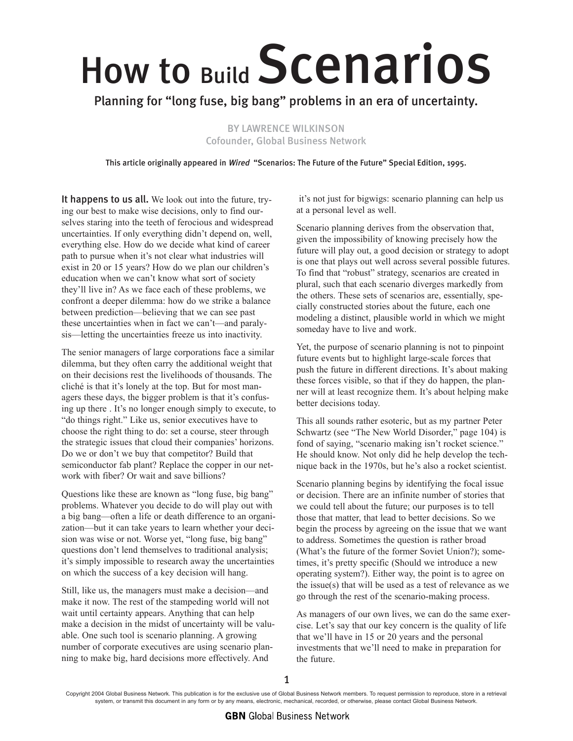# How to Build Scenarios

## Planning for "long fuse, big bang" problems in an era of uncertainty.

BY LAWRENCE WILKINSON
Cofounder, Global Business Network

This article originally appeared in *Wired* "Scenarios: The Future of the Future" Special Edition, 1995.

**It happens to us all.** We look out into the future, trying our best to make wise decisions, only to find ourselves staring into the teeth of ferocious and widespread uncertainties. If only everything didn't depend on, well, everything else. How do we decide what kind of career path to pursue when it's not clear what industries will exist in 20 or 15 years? How do we plan our children's education when we can't know what sort of society they'll live in? As we face each of these problems, we confront a deeper dilemma: how do we strike a balance between prediction—believing that we can see past these uncertainties when in fact we can't—and paralysis—letting the uncertainties freeze us into inactivity.

The senior managers of large corporations face a similar dilemma, but they often carry the additional weight that on their decisions rest the livelihoods of thousands. The cliché is that it's lonely at the top. But for most managers these days, the bigger problem is that it's confusing up there . It's no longer enough simply to execute, to "do things right." Like us, senior executives have to choose the right thing to do: set a course, steer through the strategic issues that cloud their companies' horizons. Do we or don't we buy that competitor? Build that semiconductor fab plant? Replace the copper in our network with fiber? Or wait and save billions?

Questions like these are known as "long fuse, big bang" problems. Whatever you decide to do will play out with a big bang—often a life or death difference to an organization—but it can take years to learn whether your decision was wise or not. Worse yet, "long fuse, big bang" questions don't lend themselves to traditional analysis; it's simply impossible to research away the uncertainties on which the success of a key decision will hang.

Still, like us, the managers must make a decision—and make it now. The rest of the stampeding world will not wait until certainty appears. Anything that can help make a decision in the midst of uncertainty will be valuable. One such tool is scenario planning. A growing number of corporate executives are using scenario planning to make big, hard decisions more effectively. And it's not just for bigwigs: scenario planning can help us at a personal level as well.

Scenario planning derives from the observation that, given the impossibility of knowing precisely how the future will play out, a good decision or strategy to adopt is one that plays out well across several possible futures. To find that "robust" strategy, scenarios are created in plural, such that each scenario diverges markedly from the others. These sets of scenarios are, essentially, specially constructed stories about the future, each one modeling a distinct, plausible world in which we might someday have to live and work.

Yet, the purpose of scenario planning is not to pinpoint future events but to highlight large-scale forces that push the future in different directions. It's about making these forces visible, so that if they do happen, the planner will at least recognize them. It's about helping make better decisions today.

This all sounds rather esoteric, but as my partner Peter Schwartz (see "The New World Disorder," page 104) is fond of saying, "scenario making isn't rocket science." He should know. Not only did he help develop the technique back in the 1970s, but he's also a rocket scientist.

Scenario planning begins by identifying the focal issue or decision. There are an infinite number of stories that we could tell about the future; our purposes is to tell those that matter, that lead to better decisions. So we begin the process by agreeing on the issue that we want to address. Sometimes the question is rather broad (What's the future of the former Soviet Union?); sometimes, it's pretty specific (Should we introduce a new operating system?). Either way, the point is to agree on the issue(s) that will be used as a test of relevance as we go through the rest of the scenario-making process.

As managers of our own lives, we can do the same exercise. Let's say that our key concern is the quality of life that we'll have in 15 or 20 years and the personal investments that we'll need to make in preparation for the future.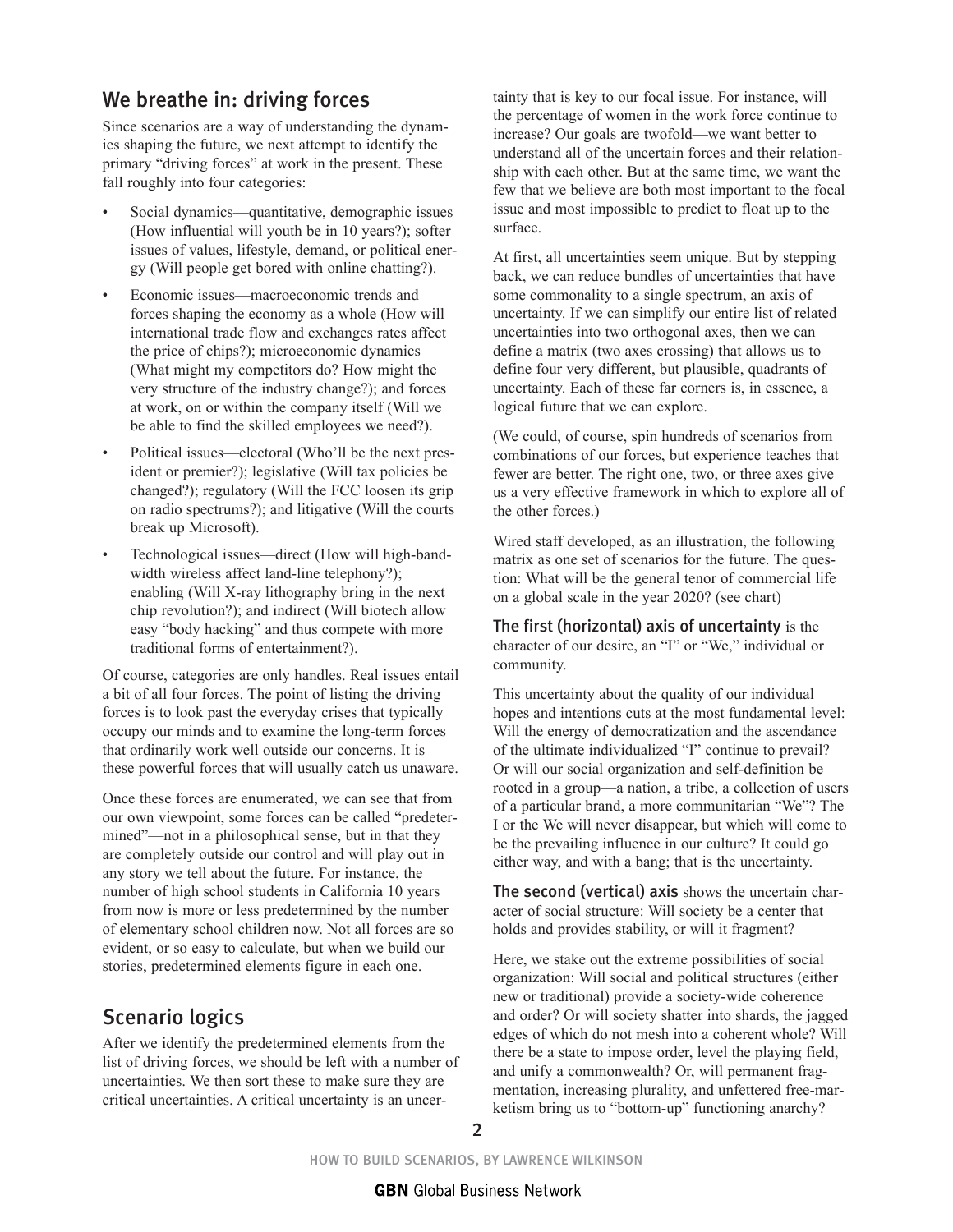## We breathe in: driving forces

Since scenarios are a way of understanding the dynamics shaping the future, we next attempt to identify the primary "driving forces" at work in the present. These fall roughly into four categories:

- Social dynamics—quantitative, demographic issues (How influential will youth be in 10 years?); softer issues of values, lifestyle, demand, or political energy (Will people get bored with online chatting?).
- Economic issues—macroeconomic trends and forces shaping the economy as a whole (How will international trade flow and exchanges rates affect the price of chips?); microeconomic dynamics (What might my competitors do? How might the very structure of the industry change?); and forces at work, on or within the company itself (Will we be able to find the skilled employees we need?).
- Political issues—electoral (Who'll be the next president or premier?); legislative (Will tax policies be changed?); regulatory (Will the FCC loosen its grip on radio spectrums?); and litigative (Will the courts break up Microsoft).
- Technological issues—direct (How will high-bandwidth wireless affect land-line telephony?); enabling (Will X-ray lithography bring in the next chip revolution?); and indirect (Will biotech allow easy "body hacking" and thus compete with more traditional forms of entertainment?).

Of course, categories are only handles. Real issues entail a bit of all four forces. The point of listing the driving forces is to look past the everyday crises that typically occupy our minds and to examine the long-term forces that ordinarily work well outside our concerns. It is these powerful forces that will usually catch us unaware.

Once these forces are enumerated, we can see that from our own viewpoint, some forces can be called "predetermined"—not in a philosophical sense, but in that they are completely outside our control and will play out in any story we tell about the future. For instance, the number of high school students in California 10 years from now is more or less predetermined by the number of elementary school children now. Not all forces are so evident, or so easy to calculate, but when we build our stories, predetermined elements figure in each one.

## Scenario logics

After we identify the predetermined elements from the list of driving forces, we should be left with a number of uncertainties. We then sort these to make sure they are critical uncertainties. A critical uncertainty is an uncertainty that is key to our focal issue. For instance, will the percentage of women in the work force continue to increase? Our goals are twofold—we want better to understand all of the uncertain forces and their relationship with each other. But at the same time, we want the few that we believe are both most important to the focal issue and most impossible to predict to float up to the surface.

At first, all uncertainties seem unique. But by stepping back, we can reduce bundles of uncertainties that have some commonality to a single spectrum, an axis of uncertainty. If we can simplify our entire list of related uncertainties into two orthogonal axes, then we can define a matrix (two axes crossing) that allows us to define four very different, but plausible, quadrants of uncertainty. Each of these far corners is, in essence, a logical future that we can explore.

(We could, of course, spin hundreds of scenarios from combinations of our forces, but experience teaches that fewer are better. The right one, two, or three axes give us a very effective framework in which to explore all of the other forces.)

Wired staff developed, as an illustration, the following matrix as one set of scenarios for the future. The question: What will be the general tenor of commercial life on a global scale in the year 2020? (see chart)

**The first (horizontal) axis of uncertainty** is the character of our desire, an "I" or "We," individual or community.

This uncertainty about the quality of our individual hopes and intentions cuts at the most fundamental level: Will the energy of democratization and the ascendance of the ultimate individualized "I" continue to prevail? Or will our social organization and self-definition be rooted in a group—a nation, a tribe, a collection of users of a particular brand, a more communitarian "We"? The I or the We will never disappear, but which will come to be the prevailing influence in our culture? It could go either way, and with a bang; that is the uncertainty.

**The second (vertical) axis** shows the uncertain character of social structure: Will society be a center that holds and provides stability, or will it fragment?

Here, we stake out the extreme possibilities of social organization: Will social and political structures (either new or traditional) provide a society-wide coherence and order? Or will society shatter into shards, the jagged edges of which do not mesh into a coherent whole? Will there be a state to impose order, level the playing field, and unify a commonwealth? Or, will permanent fragmentation, increasing plurality, and unfettered free-marketism bring us to "bottom-up" functioning anarchy?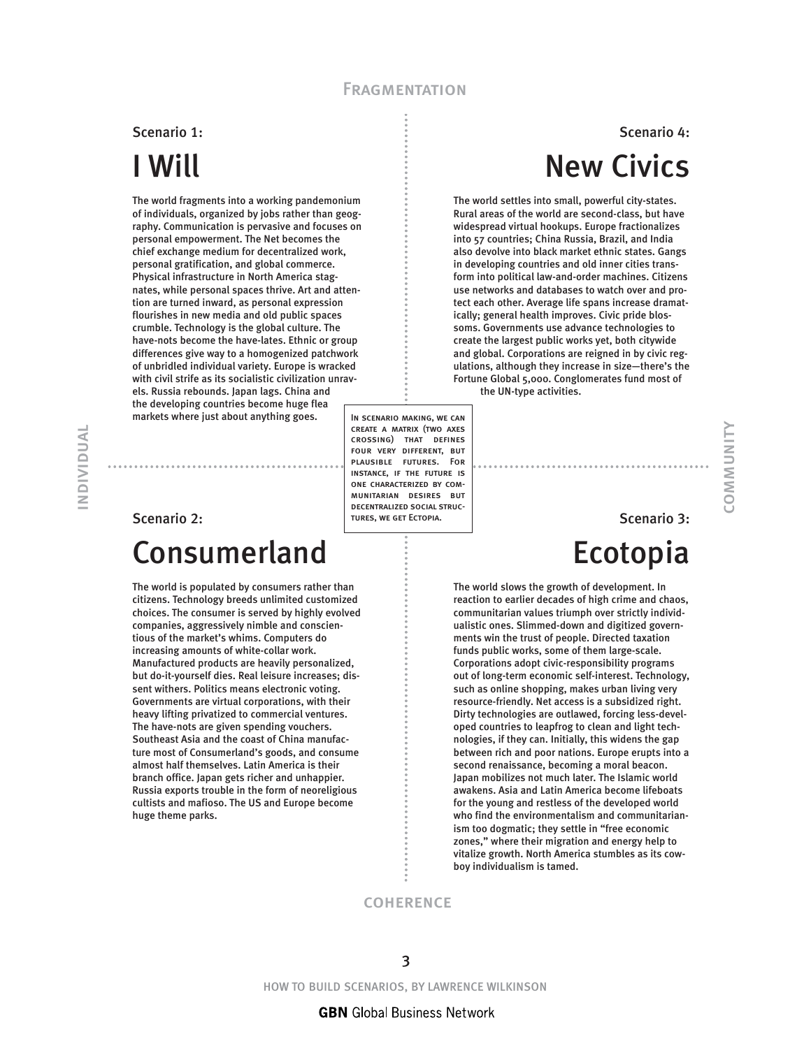FRAGMENTATION

INDIVIDUAL

COMMUNITY

COHERENCE

Scenario 1:

# I Will

The world fragments into a working pandemonium of individuals, organized by jobs rather than geography. Communication is pervasive and focuses on personal empowerment. The Net becomes the chief exchange medium for decentralized work, personal gratification, and global commerce. Physical infrastructure in North America stagnates, while personal spaces thrive. Art and attention are turned inward, as personal expression flourishes in new media and old public spaces crumble. Technology is the global culture. The have-nots become the have-lates. Ethnic or group differences give way to a homogenized patchwork of unbridled individual variety. Europe is wracked with civil strife as its socialistic civilization unravels. Russia rebounds. Japan lags. China and the developing countries become huge flea markets where just about anything goes.

Scenario 4:

# New Civics

The world settles into small, powerful city-states. Rural areas of the world are second-class, but have widespread virtual hookups. Europe fractionalizes into 57 countries; China Russia, Brazil, and India also devolve into black market ethnic states. Gangs in developing countries and old inner cities transform into political law-and-order machines. Citizens use networks and databases to watch over and protect each other. Average life spans increase dramatically; general health improves. Civic pride blossoms. Governments use advance technologies to create the largest public works yet, both citywide and global. Corporations are reigned in by civic regulations, although they increase in size—there's the Fortune Global 5,000. Conglomerates fund most of the UN-type activities.

In scenario making, we can create a matrix (two axes crossing) that defines four very different, but plausible futures. For instance, if the future is one characterized by communitarian desires but decentralized social structures, we get Ectopia.

Scenario 2:

# Consumerland

The world is populated by consumers rather than citizens. Technology breeds unlimited customized choices. The consumer is served by highly evolved companies, aggressively nimble and conscientious of the market's whims. Computers do increasing amounts of white-collar work. Manufactured products are heavily personalized, but do-it-yourself dies. Real leisure increases; dissent withers. Politics means electronic voting. Governments are virtual corporations, with their heavy lifting privatized to commercial ventures. The have-nots are given spending vouchers. Southeast Asia and the coast of China manufacture most of Consumerland's goods, and consume almost half themselves. Latin America is their branch office. Japan gets richer and unhappier. Russia exports trouble in the form of neoreligious cultists and mafioso. The US and Europe become huge theme parks.

Scenario 3:

# Ecotopia

The world slows the growth of development. In reaction to earlier decades of high crime and chaos, communitarian values triumph over strictly individualistic ones. Slimmed-down and digitized governments win the trust of people. Directed taxation funds public works, some of them large-scale. Corporations adopt civic-responsibility programs out of long-term economic self-interest. Technology, such as online shopping, makes urban living very resource-friendly. Net access is a subsidized right. Dirty technologies are outlawed, forcing less-developed countries to leapfrog to clean and light technologies, if they can. Initially, this widens the gap between rich and poor nations. Europe erupts into a second renaissance, becoming a moral beacon. Japan mobilizes not much later. The Islamic world awakens. Asia and Latin America become lifeboats for the young and restless of the developed world who find the environmentalism and communitarianism too dogmatic; they settle in "free economic zones," where their migration and energy help to vitalize growth. North America stumbles as its cowboy individualism is tamed.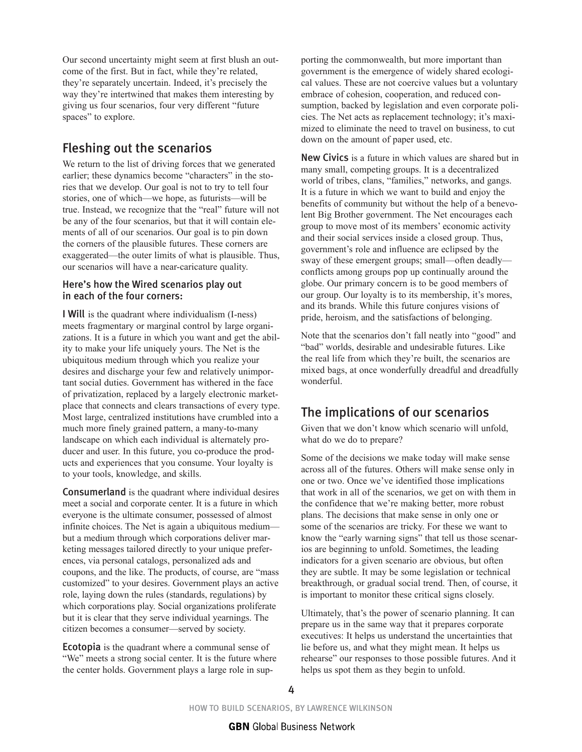Our second uncertainty might seem at first blush an outcome of the first. But in fact, while they're related, they're separately uncertain. Indeed, it's precisely the way they're intertwined that makes them interesting by giving us four scenarios, four very different "future spaces" to explore.

## Fleshing out the scenarios

We return to the list of driving forces that we generated earlier; these dynamics become "characters" in the stories that we develop. Our goal is not to try to tell four stories, one of which—we hope, as futurists—will be true. Instead, we recognize that the "real" future will not be any of the four scenarios, but that it will contain elements of all of our scenarios. Our goal is to pin down the corners of the plausible futures. These corners are exaggerated—the outer limits of what is plausible. Thus, our scenarios will have a near-caricature quality.

### Here's how the Wired scenarios play out in each of the four corners:

**I Will** is the quadrant where individualism (I-ness) meets fragmentary or marginal control by large organizations. It is a future in which you want and get the ability to make your life uniquely yours. The Net is the ubiquitous medium through which you realize your desires and discharge your few and relatively unimportant social duties. Government has withered in the face of privatization, replaced by a largely electronic marketplace that connects and clears transactions of every type. Most large, centralized institutions have crumbled into a much more finely grained pattern, a many-to-many landscape on which each individual is alternately producer and user. In this future, you co-produce the products and experiences that you consume. Your loyalty is to your tools, knowledge, and skills.

**Consumerland** is the quadrant where individual desires meet a social and corporate center. It is a future in which everyone is the ultimate consumer, possessed of almost infinite choices. The Net is again a ubiquitous medium—but a medium through which corporations deliver marketing messages tailored directly to your unique preferences, via personal catalogs, personalized ads and coupons, and the like. The products, of course, are "mass customized" to your desires. Government plays an active role, laying down the rules (standards, regulations) by which corporations play. Social organizations proliferate but it is clear that they serve individual yearnings. The citizen becomes a consumer—served by society.

**Ecotopia** is the quadrant where a communal sense of "We" meets a strong social center. It is the future where the center holds. Government plays a large role in supporting the commonwealth, but more important than government is the emergence of widely shared ecological values. These are not coercive values but a voluntary embrace of cohesion, cooperation, and reduced consumption, backed by legislation and even corporate policies. The Net acts as replacement technology; it's maximized to eliminate the need to travel on business, to cut down on the amount of paper used, etc.

**New Civics** is a future in which values are shared but in many small, competing groups. It is a decentralized world of tribes, clans, "families," networks, and gangs. It is a future in which we want to build and enjoy the benefits of community but without the help of a benevolent Big Brother government. The Net encourages each group to move most of its members' economic activity and their social services inside a closed group. Thus, government's role and influence are eclipsed by the sway of these emergent groups; small—often deadly—conflicts among groups pop up continually around the globe. Our primary concern is to be good members of our group. Our loyalty is to its membership, it's mores, and its brands. While this future conjures visions of pride, heroism, and the satisfactions of belonging.

Note that the scenarios don't fall neatly into "good" and "bad" worlds, desirable and undesirable futures. Like the real life from which they're built, the scenarios are mixed bags, at once wonderfully dreadful and dreadfully wonderful.

## The implications of our scenarios

Given that we don't know which scenario will unfold, what do we do to prepare?

Some of the decisions we make today will make sense across all of the futures. Others will make sense only in one or two. Once we've identified those implications that work in all of the scenarios, we get on with them in the confidence that we're making better, more robust plans. The decisions that make sense in only one or some of the scenarios are tricky. For these we want to know the "early warning signs" that tell us those scenarios are beginning to unfold. Sometimes, the leading indicators for a given scenario are obvious, but often they are subtle. It may be some legislation or technical breakthrough, or gradual social trend. Then, of course, it is important to monitor these critical signs closely.

Ultimately, that's the power of scenario planning. It can prepare us in the same way that it prepares corporate executives: It helps us understand the uncertainties that lie before us, and what they might mean. It helps us rehearse" our responses to those possible futures. And it helps us spot them as they begin to unfold.